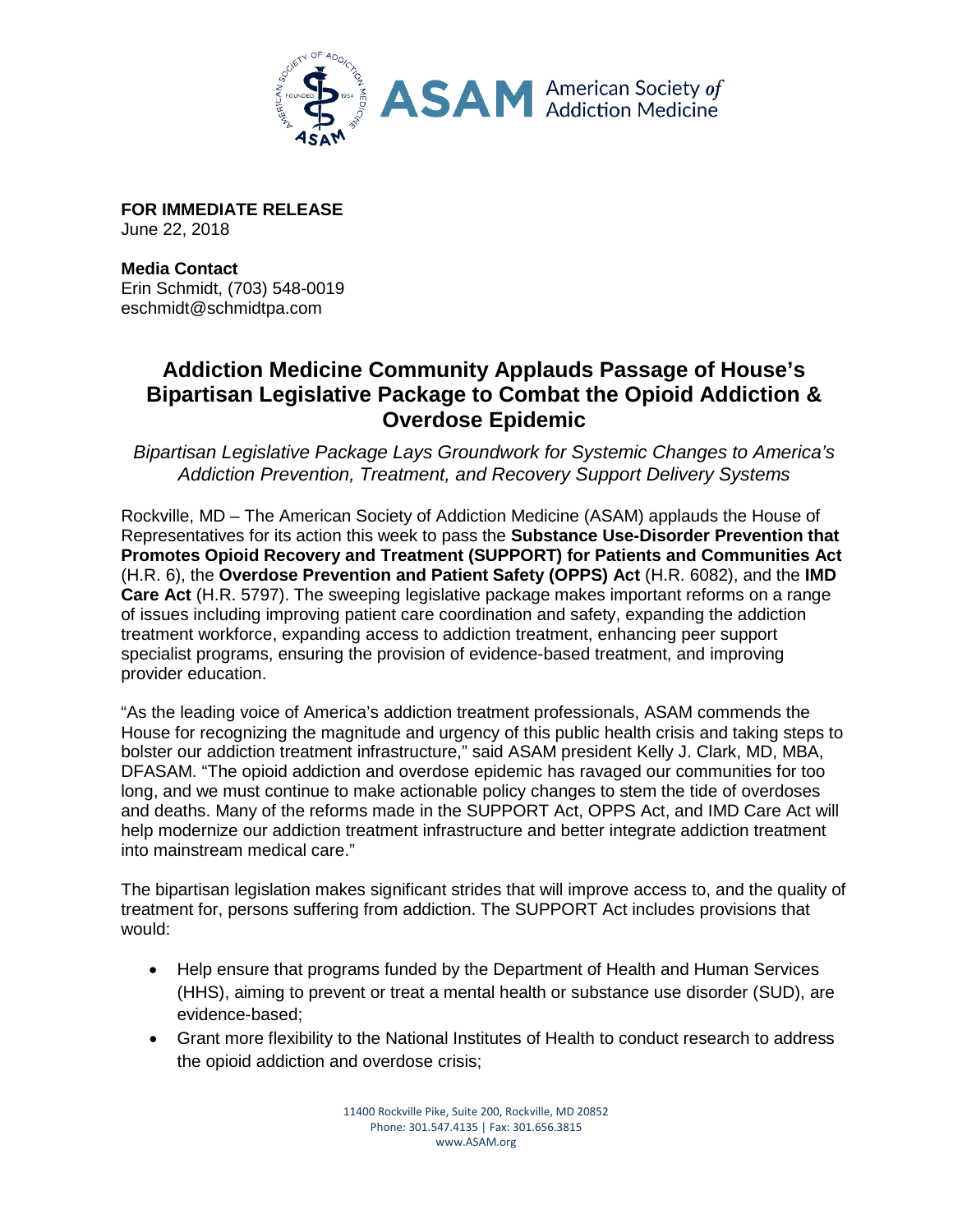**FOR IMMEDIATE RELEASE**
June 22, 2018

**Media Contact**
Erin Schmidt, (703) 548-0019
eschmidt@schmidtpa.com

# Addiction Medicine Community Applauds Passage of House's Bipartisan Legislative Package to Combat the Opioid Addiction & Overdose Epidemic

*Bipartisan Legislative Package Lays Groundwork for Systemic Changes to America's Addiction Prevention, Treatment, and Recovery Support Delivery Systems*

Rockville, MD – The American Society of Addiction Medicine (ASAM) applauds the House of Representatives for its action this week to pass the **Substance Use-Disorder Prevention that Promotes Opioid Recovery and Treatment (SUPPORT) for Patients and Communities Act** (H.R. 6), the **Overdose Prevention and Patient Safety (OPPS) Act** (H.R. 6082), and the **IMD Care Act** (H.R. 5797). The sweeping legislative package makes important reforms on a range of issues including improving patient care coordination and safety, expanding the addiction treatment workforce, expanding access to addiction treatment, enhancing peer support specialist programs, ensuring the provision of evidence-based treatment, and improving provider education.

"As the leading voice of America's addiction treatment professionals, ASAM commends the House for recognizing the magnitude and urgency of this public health crisis and taking steps to bolster our addiction treatment infrastructure," said ASAM president Kelly J. Clark, MD, MBA, DFASAM. "The opioid addiction and overdose epidemic has ravaged our communities for too long, and we must continue to make actionable policy changes to stem the tide of overdoses and deaths. Many of the reforms made in the SUPPORT Act, OPPS Act, and IMD Care Act will help modernize our addiction treatment infrastructure and better integrate addiction treatment into mainstream medical care."

The bipartisan legislation makes significant strides that will improve access to, and the quality of treatment for, persons suffering from addiction. The SUPPORT Act includes provisions that would:

- Help ensure that programs funded by the Department of Health and Human Services (HHS), aiming to prevent or treat a mental health or substance use disorder (SUD), are evidence-based;
- Grant more flexibility to the National Institutes of Health to conduct research to address the opioid addiction and overdose crisis;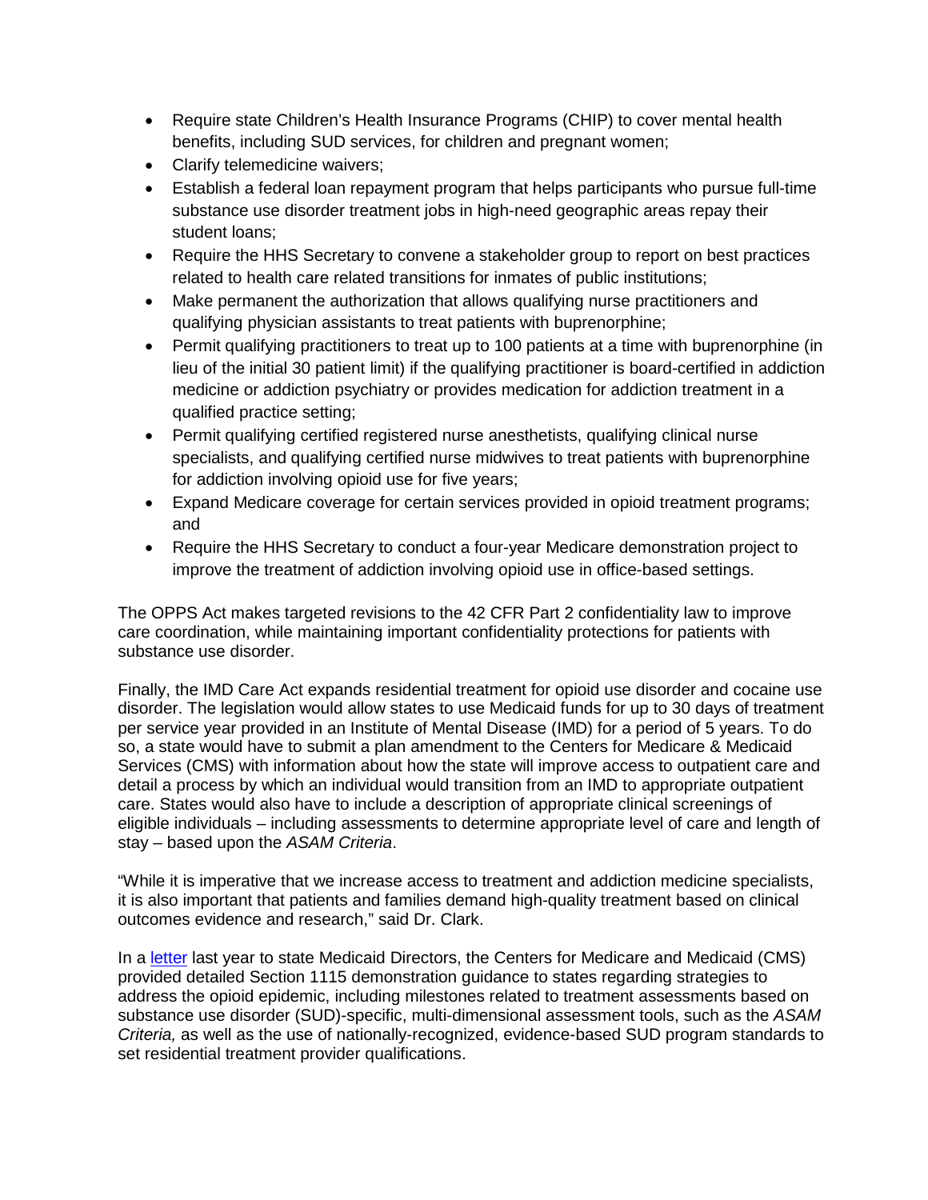- Require state Children's Health Insurance Programs (CHIP) to cover mental health benefits, including SUD services, for children and pregnant women;
- Clarify telemedicine waivers;
- Establish a federal loan repayment program that helps participants who pursue full-time substance use disorder treatment jobs in high-need geographic areas repay their student loans;
- Require the HHS Secretary to convene a stakeholder group to report on best practices related to health care related transitions for inmates of public institutions;
- Make permanent the authorization that allows qualifying nurse practitioners and qualifying physician assistants to treat patients with buprenorphine;
- Permit qualifying practitioners to treat up to 100 patients at a time with buprenorphine (in lieu of the initial 30 patient limit) if the qualifying practitioner is board-certified in addiction medicine or addiction psychiatry or provides medication for addiction treatment in a qualified practice setting;
- Permit qualifying certified registered nurse anesthetists, qualifying clinical nurse specialists, and qualifying certified nurse midwives to treat patients with buprenorphine for addiction involving opioid use for five years;
- Expand Medicare coverage for certain services provided in opioid treatment programs; and
- Require the HHS Secretary to conduct a four-year Medicare demonstration project to improve the treatment of addiction involving opioid use in office-based settings.

The OPPS Act makes targeted revisions to the 42 CFR Part 2 confidentiality law to improve care coordination, while maintaining important confidentiality protections for patients with substance use disorder.

Finally, the IMD Care Act expands residential treatment for opioid use disorder and cocaine use disorder. The legislation would allow states to use Medicaid funds for up to 30 days of treatment per service year provided in an Institute of Mental Disease (IMD) for a period of 5 years. To do so, a state would have to submit a plan amendment to the Centers for Medicare & Medicaid Services (CMS) with information about how the state will improve access to outpatient care and detail a process by which an individual would transition from an IMD to appropriate outpatient care. States would also have to include a description of appropriate clinical screenings of eligible individuals – including assessments to determine appropriate level of care and length of stay – based upon the *ASAM Criteria*.

"While it is imperative that we increase access to treatment and addiction medicine specialists, it is also important that patients and families demand high-quality treatment based on clinical outcomes evidence and research," said Dr. Clark.

In a letter last year to state Medicaid Directors, the Centers for Medicare and Medicaid (CMS) provided detailed Section 1115 demonstration guidance to states regarding strategies to address the opioid epidemic, including milestones related to treatment assessments based on substance use disorder (SUD)-specific, multi-dimensional assessment tools, such as the *ASAM Criteria,* as well as the use of nationally-recognized, evidence-based SUD program standards to set residential treatment provider qualifications.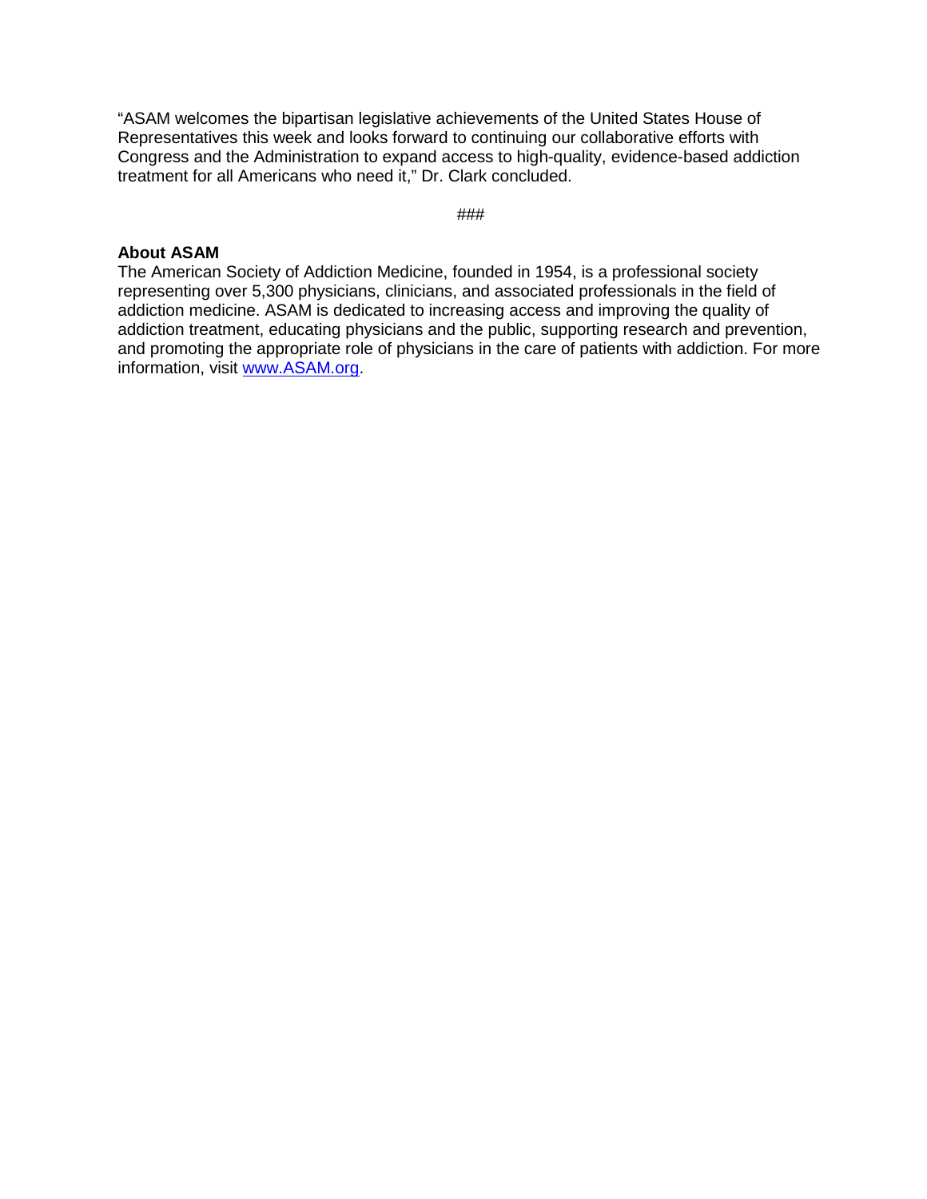"ASAM welcomes the bipartisan legislative achievements of the United States House of Representatives this week and looks forward to continuing our collaborative efforts with Congress and the Administration to expand access to high-quality, evidence-based addiction treatment for all Americans who need it," Dr. Clark concluded.

###

**About ASAM**

The American Society of Addiction Medicine, founded in 1954, is a professional society representing over 5,300 physicians, clinicians, and associated professionals in the field of addiction medicine. ASAM is dedicated to increasing access and improving the quality of addiction treatment, educating physicians and the public, supporting research and prevention, and promoting the appropriate role of physicians in the care of patients with addiction. For more information, visit [www.ASAM.org](http://www.ASAM.org).